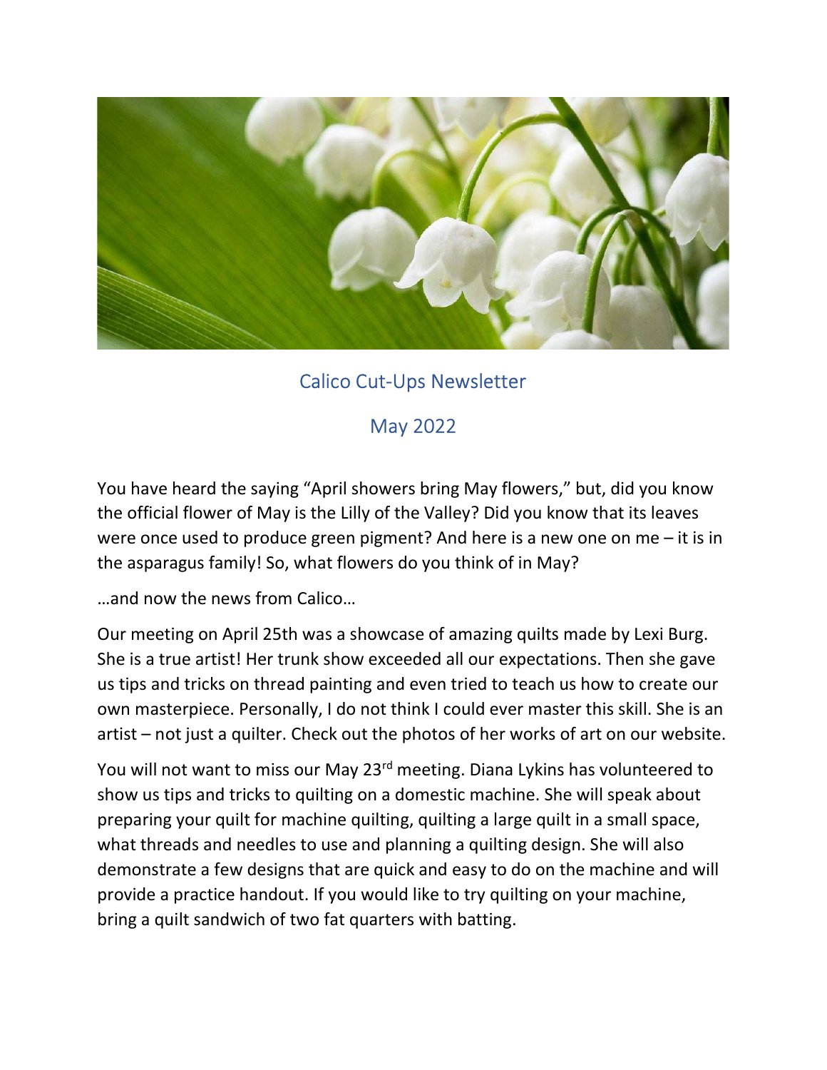# Calico Cut-Ups Newsletter

## May 2022

You have heard the saying "April showers bring May flowers," but, did you know the official flower of May is the Lilly of the Valley? Did you know that its leaves were once used to produce green pigment? And here is a new one on me – it is in the asparagus family! So, what flowers do you think of in May?

…and now the news from Calico…

Our meeting on April 25th was a showcase of amazing quilts made by Lexi Burg. She is a true artist! Her trunk show exceeded all our expectations. Then she gave us tips and tricks on thread painting and even tried to teach us how to create our own masterpiece. Personally, I do not think I could ever master this skill. She is an artist – not just a quilter. Check out the photos of her works of art on our website.

You will not want to miss our May 23rd meeting. Diana Lykins has volunteered to show us tips and tricks to quilting on a domestic machine. She will speak about preparing your quilt for machine quilting, quilting a large quilt in a small space, what threads and needles to use and planning a quilting design. She will also demonstrate a few designs that are quick and easy to do on the machine and will provide a practice handout. If you would like to try quilting on your machine, bring a quilt sandwich of two fat quarters with batting.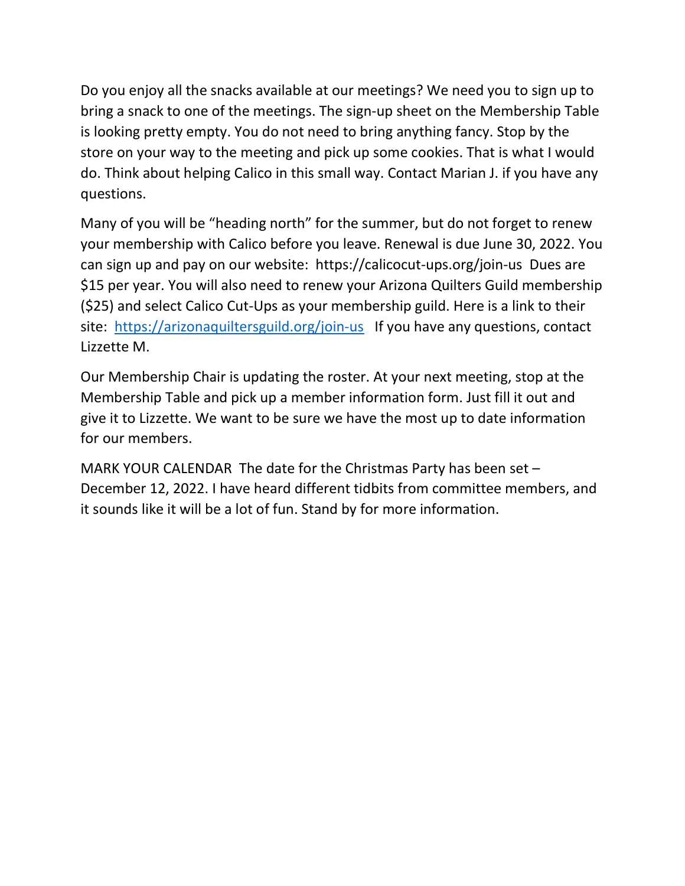Do you enjoy all the snacks available at our meetings? We need you to sign up to bring a snack to one of the meetings. The sign-up sheet on the Membership Table is looking pretty empty. You do not need to bring anything fancy. Stop by the store on your way to the meeting and pick up some cookies. That is what I would do. Think about helping Calico in this small way. Contact Marian J. if you have any questions.

Many of you will be "heading north" for the summer, but do not forget to renew your membership with Calico before you leave. Renewal is due June 30, 2022. You can sign up and pay on our website: https://calicocut-ups.org/join-us Dues are $15 per year. You will also need to renew your Arizona Quilters Guild membership ($25) and select Calico Cut-Ups as your membership guild. Here is a link to their site: [https://arizonaquiltersguild.org/join-us](https://arizonaquiltersguild.org/join-us) If you have any questions, contact Lizzette M.

Our Membership Chair is updating the roster. At your next meeting, stop at the Membership Table and pick up a member information form. Just fill it out and give it to Lizzette. We want to be sure we have the most up to date information for our members.

MARK YOUR CALENDAR The date for the Christmas Party has been set – December 12, 2022. I have heard different tidbits from committee members, and it sounds like it will be a lot of fun. Stand by for more information.